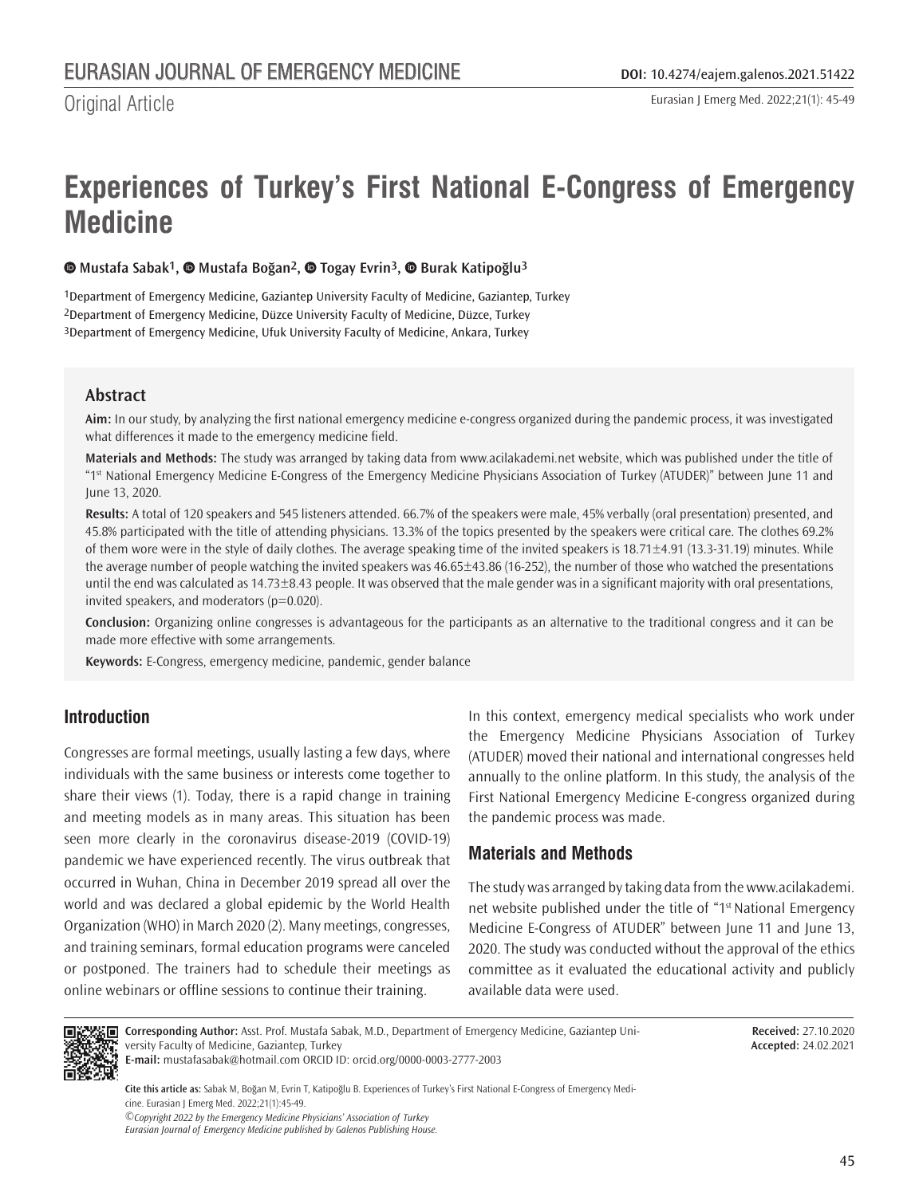Original Article

# Experiences of Turkey's First National E-Congress of Emergency Medicine

Mustafa Sabak[1], Mustafa Boğan[2], Togay Evrin[3], Burak Katipoğlu[3]

[1]Department of Emergency Medicine, Gaziantep University Faculty of Medicine, Gaziantep, Turkey
[2]Department of Emergency Medicine, Düzce University Faculty of Medicine, Düzce, Turkey
[3]Department of Emergency Medicine, Ufuk University Faculty of Medicine, Ankara, Turkey

## Abstract

**Aim:** In our study, by analyzing the first national emergency medicine e-congress organized during the pandemic process, it was investigated what differences it made to the emergency medicine field.

**Materials and Methods:** The study was arranged by taking data from www.acilakademi.net website, which was published under the title of "1st National Emergency Medicine E-Congress of the Emergency Medicine Physicians Association of Turkey (ATUDER)" between June 11 and June 13, 2020.

**Results:** A total of 120 speakers and 545 listeners attended. 66.7% of the speakers were male, 45% verbally (oral presentation) presented, and 45.8% participated with the title of attending physicians. 13.3% of the topics presented by the speakers were critical care. The clothes 69.2% of them wore were in the style of daily clothes. The average speaking time of the invited speakers is 18.71±4.91 (13.3-31.19) minutes. While the average number of people watching the invited speakers was 46.65±43.86 (16-252), the number of those who watched the presentations until the end was calculated as 14.73±8.43 people. It was observed that the male gender was in a significant majority with oral presentations, invited speakers, and moderators (p=0.020).

**Conclusion:** Organizing online congresses is advantageous for the participants as an alternative to the traditional congress and it can be made more effective with some arrangements.

**Keywords:** E-Congress, emergency medicine, pandemic, gender balance

## Introduction

Congresses are formal meetings, usually lasting a few days, where individuals with the same business or interests come together to share their views (1). Today, there is a rapid change in training and meeting models as in many areas. This situation has been seen more clearly in the coronavirus disease-2019 (COVID-19) pandemic we have experienced recently. The virus outbreak that occurred in Wuhan, China in December 2019 spread all over the world and was declared a global epidemic by the World Health Organization (WHO) in March 2020 (2). Many meetings, congresses, and training seminars, formal education programs were canceled or postponed. The trainers had to schedule their meetings as online webinars or offline sessions to continue their training.

In this context, emergency medical specialists who work under the Emergency Medicine Physicians Association of Turkey (ATUDER) moved their national and international congresses held annually to the online platform. In this study, the analysis of the First National Emergency Medicine E-congress organized during the pandemic process was made.

## Materials and Methods

The study was arranged by taking data from the www.acilakademi.net website published under the title of "1st National Emergency Medicine E-Congress of ATUDER" between June 11 and June 13, 2020. The study was conducted without the approval of the ethics committee as it evaluated the educational activity and publicly available data were used.

**Corresponding Author:** Asst. Prof. Mustafa Sabak, M.D., Department of Emergency Medicine, Gaziantep University Faculty of Medicine, Gaziantep, Turkey
**E-mail:** mustafasabak@hotmail.com ORCID ID: orcid.org/0000-0003-2777-2003

**Received:** 27.10.2020
**Accepted:** 24.02.2021

**Cite this article as:** Sabak M, Boğan M, Evrin T, Katipoğlu B. Experiences of Turkey's First National E-Congress of Emergency Medicine. Eurasian J Emerg Med. 2022;21(1):45-49.

*©Copyright 2022 by the Emergency Medicine Physicians' Association of Turkey*
*Eurasian Journal of Emergency Medicine published by Galenos Publishing House.*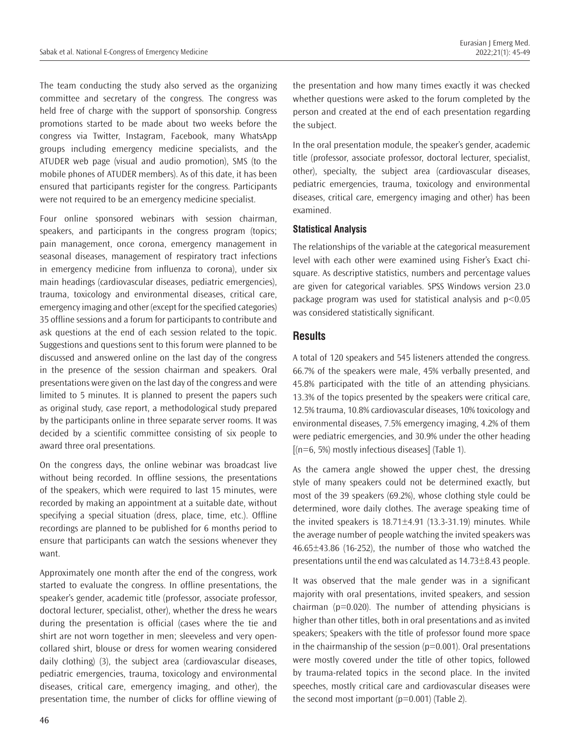The team conducting the study also served as the organizing committee and secretary of the congress. The congress was held free of charge with the support of sponsorship. Congress promotions started to be made about two weeks before the congress via Twitter, Instagram, Facebook, many WhatsApp groups including emergency medicine specialists, and the ATUDER web page (visual and audio promotion), SMS (to the mobile phones of ATUDER members). As of this date, it has been ensured that participants register for the congress. Participants were not required to be an emergency medicine specialist.

Four online sponsored webinars with session chairman, speakers, and participants in the congress program (topics; pain management, once corona, emergency management in seasonal diseases, management of respiratory tract infections in emergency medicine from influenza to corona), under six main headings (cardiovascular diseases, pediatric emergencies), trauma, toxicology and environmental diseases, critical care, emergency imaging and other (except for the specified categories) 35 offline sessions and a forum for participants to contribute and ask questions at the end of each session related to the topic. Suggestions and questions sent to this forum were planned to be discussed and answered online on the last day of the congress in the presence of the session chairman and speakers. Oral presentations were given on the last day of the congress and were limited to 5 minutes. It is planned to present the papers such as original study, case report, a methodological study prepared by the participants online in three separate server rooms. It was decided by a scientific committee consisting of six people to award three oral presentations.

On the congress days, the online webinar was broadcast live without being recorded. In offline sessions, the presentations of the speakers, which were required to last 15 minutes, were recorded by making an appointment at a suitable date, without specifying a special situation (dress, place, time, etc.). Offline recordings are planned to be published for 6 months period to ensure that participants can watch the sessions whenever they want.

Approximately one month after the end of the congress, work started to evaluate the congress. In offline presentations, the speaker's gender, academic title (professor, associate professor, doctoral lecturer, specialist, other), whether the dress he wears during the presentation is official (cases where the tie and shirt are not worn together in men; sleeveless and very open-collared shirt, blouse or dress for women wearing considered daily clothing) (3), the subject area (cardiovascular diseases, pediatric emergencies, trauma, toxicology and environmental diseases, critical care, emergency imaging, and other), the presentation time, the number of clicks for offline viewing of the presentation and how many times exactly it was checked whether questions were asked to the forum completed by the person and created at the end of each presentation regarding the subject.

In the oral presentation module, the speaker's gender, academic title (professor, associate professor, doctoral lecturer, specialist, other), specialty, the subject area (cardiovascular diseases, pediatric emergencies, trauma, toxicology and environmental diseases, critical care, emergency imaging and other) has been examined.

### Statistical Analysis

The relationships of the variable at the categorical measurement level with each other were examined using Fisher's Exact chi-square. As descriptive statistics, numbers and percentage values are given for categorical variables. SPSS Windows version 23.0 package program was used for statistical analysis and $p<0.05$ was considered statistically significant.

## Results

A total of 120 speakers and 545 listeners attended the congress. 66.7% of the speakers were male, 45% verbally presented, and 45.8% participated with the title of an attending physicians. 13.3% of the topics presented by the speakers were critical care, 12.5% trauma, 10.8% cardiovascular diseases, 10% toxicology and environmental diseases, 7.5% emergency imaging, 4.2% of them were pediatric emergencies, and 30.9% under the other heading [(n=6, 5%) mostly infectious diseases] (Table 1).

As the camera angle showed the upper chest, the dressing style of many speakers could not be determined exactly, but most of the 39 speakers (69.2%), whose clothing style could be determined, wore daily clothes. The average speaking time of the invited speakers is 18.71±4.91 (13.3-31.19) minutes. While the average number of people watching the invited speakers was 46.65±43.86 (16-252), the number of those who watched the presentations until the end was calculated as 14.73±8.43 people.

It was observed that the male gender was in a significant majority with oral presentations, invited speakers, and session chairman ($p=0.020$). The number of attending physicians is higher than other titles, both in oral presentations and as invited speakers; Speakers with the title of professor found more space in the chairmanship of the session ($p=0.001$). Oral presentations were mostly covered under the title of other topics, followed by trauma-related topics in the second place. In the invited speeches, mostly critical care and cardiovascular diseases were the second most important ($p=0.001$) (Table 2).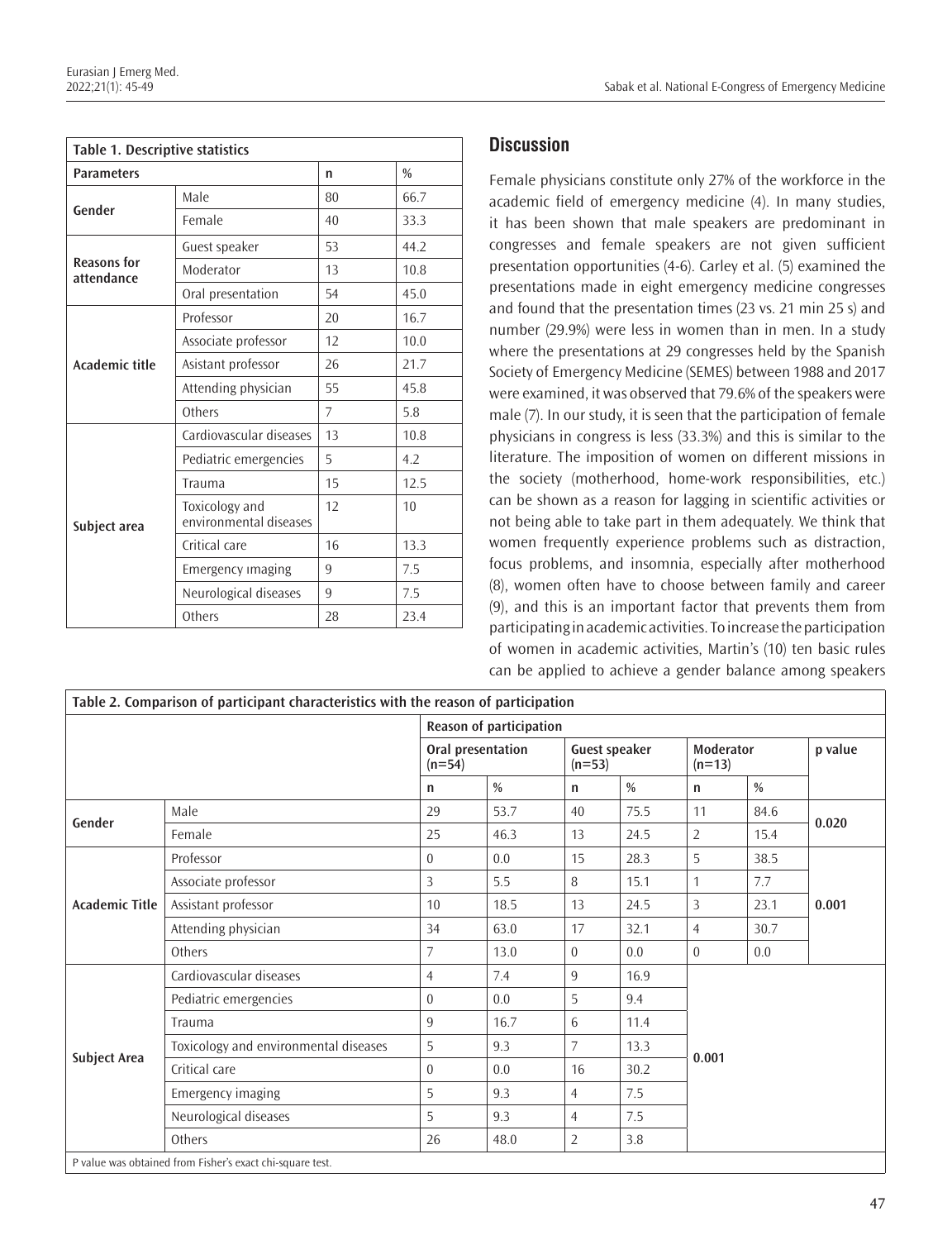| Table 1. Descriptive statistics | | | |
|---|---|---|---|
| **Parameters** | | **n** | **%** |
| **Gender** | Male | 80 | 66.7 |
| | Female | 40 | 33.3 |
| **Reasons for attendance** | Guest speaker | 53 | 44.2 |
| | Moderator | 13 | 10.8 |
| | Oral presentation | 54 | 45.0 |
| **Academic title** | Professor | 20 | 16.7 |
| | Associate professor | 12 | 10.0 |
| | Asistant professor | 26 | 21.7 |
| | Attending physician | 55 | 45.8 |
| | Others | 7 | 5.8 |
| **Subject area** | Cardiovascular diseases | 13 | 10.8 |
| | Pediatric emergencies | 5 | 4.2 |
| | Trauma | 15 | 12.5 |
| | Toxicology and environmental diseases | 12 | 10 |
| | Critical care | 16 | 13.3 |
| | Emergency ımaging | 9 | 7.5 |
| | Neurological diseases | 9 | 7.5 |
| | Others | 28 | 23.4 |

## Discussion

Female physicians constitute only 27% of the workforce in the academic field of emergency medicine (4). In many studies, it has been shown that male speakers are predominant in congresses and female speakers are not given sufficient presentation opportunities (4-6). Carley et al. (5) examined the presentations made in eight emergency medicine congresses and found that the presentation times (23 vs. 21 min 25 s) and number (29.9%) were less in women than in men. In a study where the presentations at 29 congresses held by the Spanish Society of Emergency Medicine (SEMES) between 1988 and 2017 were examined, it was observed that 79.6% of the speakers were male (7). In our study, it is seen that the participation of female physicians in congress is less (33.3%) and this is similar to the literature. The imposition of women on different missions in the society (motherhood, home-work responsibilities, etc.) can be shown as a reason for lagging in scientific activities or not being able to take part in them adequately. We think that women frequently experience problems such as distraction, focus problems, and insomnia, especially after motherhood (8), women often have to choose between family and career (9), and this is an important factor that prevents them from participating in academic activities. To increase the participation of women in academic activities, Martin's (10) ten basic rules can be applied to achieve a gender balance among speakers

| Table 2. Comparison of participant characteristics with the reason of participation | | | | | | | | |
|---|---|---|---|---|---|---|---|---|
| | | **Reason of participation** | | | | | | |
| | | **Oral presentation (n=54)** | | **Guest speaker (n=53)** | | **Moderator (n=13)** | | **p value** |
| | | **n** | **%** | **n** | **%** | **n** | **%** | |
| **Gender** | Male | 29 | 53.7 | 40 | 75.5 | 11 | 84.6 | **0.020** |
| | Female | 25 | 46.3 | 13 | 24.5 | 2 | 15.4 | |
| **Academic Title** | Professor | 0 | 0.0 | 15 | 28.3 | 5 | 38.5 | **0.001** |
| | Associate professor | 3 | 5.5 | 8 | 15.1 | 1 | 7.7 | |
| | Assistant professor | 10 | 18.5 | 13 | 24.5 | 3 | 23.1 | |
| | Attending physician | 34 | 63.0 | 17 | 32.1 | 4 | 30.7 | |
| | Others | 7 | 13.0 | 0 | 0.0 | 0 | 0.0 | |
| **Subject Area** | Cardiovascular diseases | 4 | 7.4 | 9 | 16.9 | **0.001** | | |
| | Pediatric emergencies | 0 | 0.0 | 5 | 9.4 | | | |
| | Trauma | 9 | 16.7 | 6 | 11.4 | | | |
| | Toxicology and environmental diseases | 5 | 9.3 | 7 | 13.3 | | | |
| | Critical care | 0 | 0.0 | 16 | 30.2 | | | |
| | Emergency imaging | 5 | 9.3 | 4 | 7.5 | | | |
| | Neurological diseases | 5 | 9.3 | 4 | 7.5 | | | |
| | Others | 26 | 48.0 | 2 | 3.8 | | | |

P value was obtained from Fisher's exact chi-square test.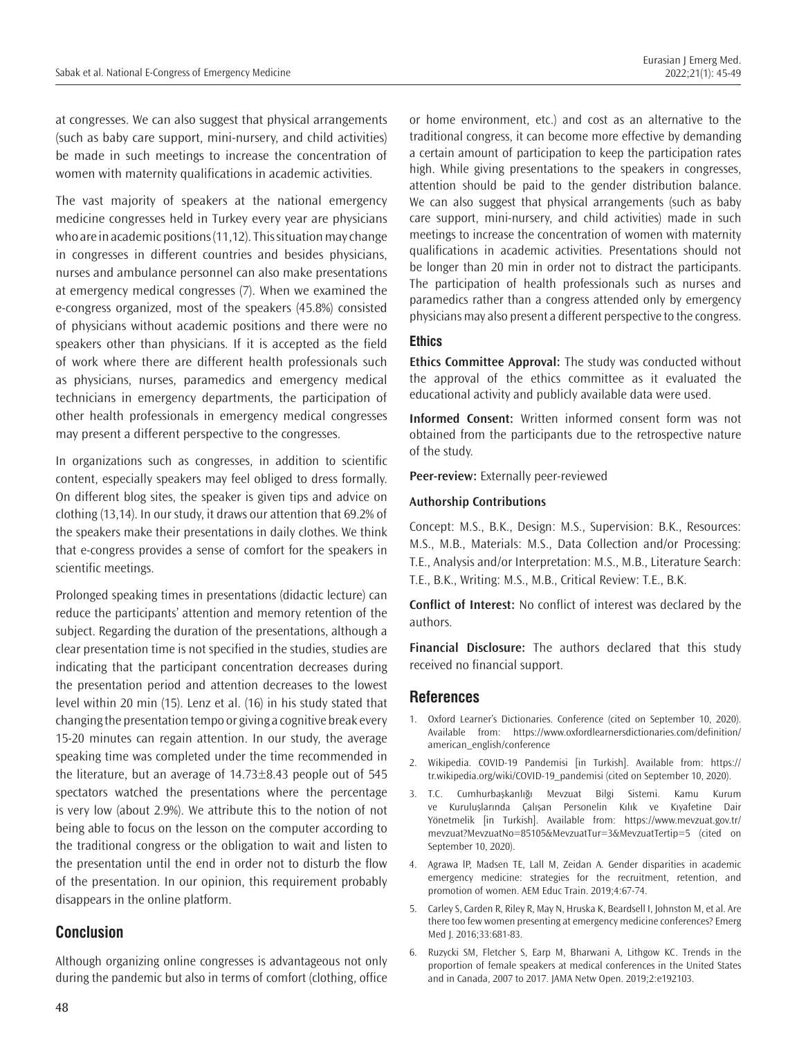at congresses. We can also suggest that physical arrangements (such as baby care support, mini-nursery, and child activities) be made in such meetings to increase the concentration of women with maternity qualifications in academic activities.

The vast majority of speakers at the national emergency medicine congresses held in Turkey every year are physicians who are in academic positions (11,12). This situation may change in congresses in different countries and besides physicians, nurses and ambulance personnel can also make presentations at emergency medical congresses (7). When we examined the e-congress organized, most of the speakers (45.8%) consisted of physicians without academic positions and there were no speakers other than physicians. If it is accepted as the field of work where there are different health professionals such as physicians, nurses, paramedics and emergency medical technicians in emergency departments, the participation of other health professionals in emergency medical congresses may present a different perspective to the congresses.

In organizations such as congresses, in addition to scientific content, especially speakers may feel obliged to dress formally. On different blog sites, the speaker is given tips and advice on clothing (13,14). In our study, it draws our attention that 69.2% of the speakers make their presentations in daily clothes. We think that e-congress provides a sense of comfort for the speakers in scientific meetings.

Prolonged speaking times in presentations (didactic lecture) can reduce the participants' attention and memory retention of the subject. Regarding the duration of the presentations, although a clear presentation time is not specified in the studies, studies are indicating that the participant concentration decreases during the presentation period and attention decreases to the lowest level within 20 min (15). Lenz et al. (16) in his study stated that changing the presentation tempo or giving a cognitive break every 15-20 minutes can regain attention. In our study, the average speaking time was completed under the time recommended in the literature, but an average of 14.73±8.43 people out of 545 spectators watched the presentations where the percentage is very low (about 2.9%). We attribute this to the notion of not being able to focus on the lesson on the computer according to the traditional congress or the obligation to wait and listen to the presentation until the end in order not to disturb the flow of the presentation. In our opinion, this requirement probably disappears in the online platform.

## Conclusion

Although organizing online congresses is advantageous not only during the pandemic but also in terms of comfort (clothing, office or home environment, etc.) and cost as an alternative to the traditional congress, it can become more effective by demanding a certain amount of participation to keep the participation rates high. While giving presentations to the speakers in congresses, attention should be paid to the gender distribution balance. We can also suggest that physical arrangements (such as baby care support, mini-nursery, and child activities) made in such meetings to increase the concentration of women with maternity qualifications in academic activities. Presentations should not be longer than 20 min in order not to distract the participants. The participation of health professionals such as nurses and paramedics rather than a congress attended only by emergency physicians may also present a different perspective to the congress.

### Ethics

**Ethics Committee Approval:** The study was conducted without the approval of the ethics committee as it evaluated the educational activity and publicly available data were used.

**Informed Consent:** Written informed consent form was not obtained from the participants due to the retrospective nature of the study.

**Peer-review:** Externally peer-reviewed

**Authorship Contributions**

Concept: M.S., B.K., Design: M.S., Supervision: B.K., Resources: M.S., M.B., Materials: M.S., Data Collection and/or Processing: T.E., Analysis and/or Interpretation: M.S., M.B., Literature Search: T.E., B.K., Writing: M.S., M.B., Critical Review: T.E., B.K.

**Conflict of Interest:** No conflict of interest was declared by the authors.

**Financial Disclosure:** The authors declared that this study received no financial support.

## References

1. Oxford Learner's Dictionaries. Conference (cited on September 10, 2020). Available from: https://www.oxfordlearnersdictionaries.com/definition/american_english/conference
2. Wikipedia. COVID-19 Pandemisi [in Turkish]. Available from: https://tr.wikipedia.org/wiki/COVID-19_pandemisi (cited on September 10, 2020).
3. T.C. Cumhurbaşkanlığı Mevzuat Bilgi Sistemi. Kamu Kurum ve Kuruluşlarında Çalışan Personelin Kılık ve Kıyafetine Dair Yönetmelik [in Turkish]. Available from: https://www.mevzuat.gov.tr/mevzuat?MevzuatNo=85105&MevzuatTur=3&MevzuatTertip=5 (cited on September 10, 2020).
4. Agrawa lP, Madsen TE, Lall M, Zeidan A. Gender disparities in academic emergency medicine: strategies for the recruitment, retention, and promotion of women. AEM Educ Train. 2019;4:67-74.
5. Carley S, Carden R, Riley R, May N, Hruska K, Beardsell I, Johnston M, et al. Are there too few women presenting at emergency medicine conferences? Emerg Med J. 2016;33:681-83.
6. Ruzycki SM, Fletcher S, Earp M, Bharwani A, Lithgow KC. Trends in the proportion of female speakers at medical conferences in the United States and in Canada, 2007 to 2017. JAMA Netw Open. 2019;2:e192103.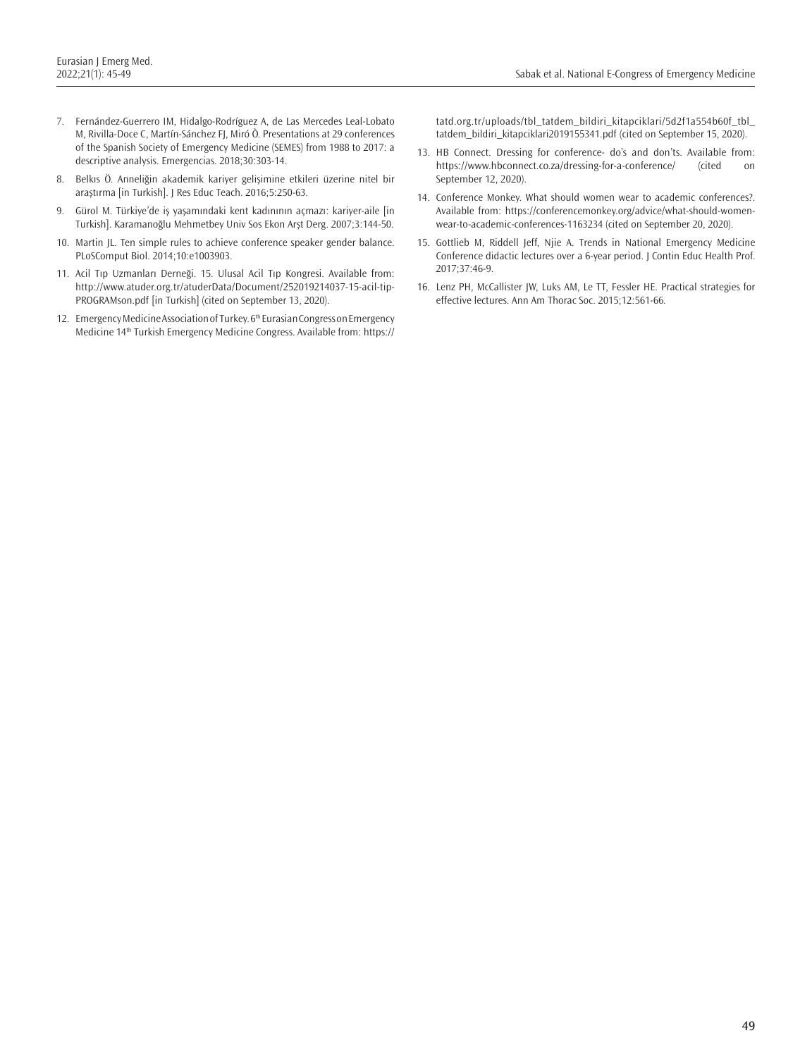7. Fernández-Guerrero IM, Hidalgo-Rodríguez A, de Las Mercedes Leal-Lobato M, Rivilla-Doce C, Martín-Sánchez FJ, Miró Ò. Presentations at 29 conferences of the Spanish Society of Emergency Medicine (SEMES) from 1988 to 2017: a descriptive analysis. Emergencias. 2018;30:303-14.
8. Belkıs Ö. Anneliğin akademik kariyer gelişimine etkileri üzerine nitel bir araştırma [in Turkish]. J Res Educ Teach. 2016;5:250-63.
9. Gürol M. Türkiye'de iş yaşamındaki kent kadınının açmazı: kariyer-aile [in Turkish]. Karamanoğlu Mehmetbey Univ Sos Ekon Arşt Derg. 2007;3:144-50.
10. Martin JL. Ten simple rules to achieve conference speaker gender balance. PLoSComput Biol. 2014;10:e1003903.
11. Acil Tıp Uzmanları Derneği. 15. Ulusal Acil Tıp Kongresi. Available from: http://www.atuder.org.tr/atuderData/Document/252019214037-15-acil-tip-PROGRAMson.pdf [in Turkish] (cited on September 13, 2020).
12. Emergency Medicine Association of Turkey. 6th Eurasian Congress on Emergency Medicine 14th Turkish Emergency Medicine Congress. Available from: https://tatd.org.tr/uploads/tbl_tatdem_bildiri_kitapciklari/5d2f1a554b60f_tbl_tatdem_bildiri_kitapciklari2019155341.pdf (cited on September 15, 2020).
13. HB Connect. Dressing for conference- do's and don'ts. Available from: https://www.hbconnect.co.za/dressing-for-a-conference/ (cited on September 12, 2020).
14. Conference Monkey. What should women wear to academic conferences?. Available from: https://conferencemonkey.org/advice/what-should-women-wear-to-academic-conferences-1163234 (cited on September 20, 2020).
15. Gottlieb M, Riddell Jeff, Njie A. Trends in National Emergency Medicine Conference didactic lectures over a 6-year period. J Contin Educ Health Prof. 2017;37:46-9.
16. Lenz PH, McCallister JW, Luks AM, Le TT, Fessler HE. Practical strategies for effective lectures. Ann Am Thorac Soc. 2015;12:561-66.